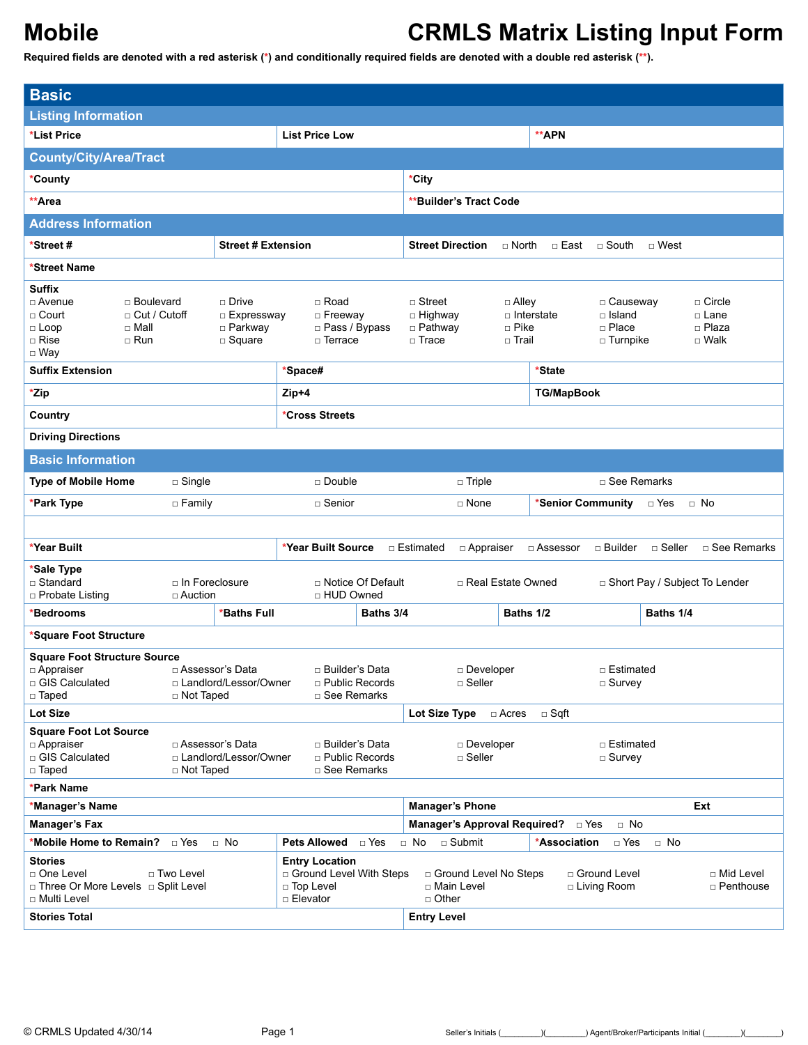# Mobile

# CRMLS Matrix Listing Input Form

**Required fields are denoted with a red asterisk (*) and conditionally required fields are denoted with a double red asterisk (**).**

## Basic

### Listing Information

| *List Price | List Price Low | **APN |
|---|---|---|

### County/City/Area/Tract

| *County | *City |
|---|---|
| **Area | **Builder's Tract Code |

### Address Information

| *Street # | Street # Extension | Street Direction ☐ North ☐ East ☐ South ☐ West |
|---|---|---|

**\*Street Name**

**Suffix**

☐ Avenue ☐ Boulevard ☐ Drive ☐ Road ☐ Street ☐ Alley ☐ Causeway ☐ Circle
☐ Court ☐ Cut / Cutoff ☐ Expressway ☐ Freeway ☐ Highway ☐ Interstate ☐ Island ☐ Lane
☐ Loop ☐ Mall ☐ Parkway ☐ Pass / Bypass ☐ Pathway ☐ Pike ☐ Place ☐ Plaza
☐ Rise ☐ Run ☐ Square ☐ Terrace ☐ Trace ☐ Trail ☐ Turnpike ☐ Walk
☐ Way

| Suffix Extension | *Space# | *State |
|---|---|---|
| *Zip | Zip+4 | TG/MapBook |
| Country | *Cross Streets | |

**Driving Directions**

### Basic Information

**Type of Mobile Home** ☐ Single ☐ Double ☐ Triple ☐ See Remarks

**\*Park Type** ☐ Family ☐ Senior ☐ None | **\*Senior Community** ☐ Yes ☐ No

**\*Year Built** | **\*Year Built Source** ☐ Estimated ☐ Appraiser ☐ Assessor ☐ Builder ☐ Seller ☐ See Remarks

**\*Sale Type**

☐ Standard ☐ In Foreclosure ☐ Notice Of Default ☐ Real Estate Owned ☐ Short Pay / Subject To Lender
☐ Probate Listing ☐ Auction ☐ HUD Owned

| *Bedrooms | *Baths Full | Baths 3/4 | Baths 1/2 | Baths 1/4 |
|---|---|---|---|---|

**\*Square Foot Structure**

**Square Foot Structure Source**

☐ Appraiser ☐ Assessor's Data ☐ Builder's Data ☐ Developer ☐ Estimated
☐ GIS Calculated ☐ Landlord/Lessor/Owner ☐ Public Records ☐ Seller ☐ Survey
☐ Taped ☐ Not Taped ☐ See Remarks

**Lot Size** | **Lot Size Type** ☐ Acres ☐ Sqft

**Square Foot Lot Source**

☐ Appraiser ☐ Assessor's Data ☐ Builder's Data ☐ Developer ☐ Estimated
☐ GIS Calculated ☐ Landlord/Lessor/Owner ☐ Public Records ☐ Seller ☐ Survey
☐ Taped ☐ Not Taped ☐ See Remarks

**\*Park Name**

| *Manager's Name | Manager's Phone | Ext |
|---|---|---|
| Manager's Fax | Manager's Approval Required? ☐ Yes ☐ No | |

**\*Mobile Home to Remain?** ☐ Yes ☐ No | **Pets Allowed** ☐ Yes ☐ No ☐ Submit | **\*Association** ☐ Yes ☐ No

**Stories**

☐ One Level ☐ Two Level
☐ Three Or More Levels ☐ Split Level
☐ Multi Level

**Entry Location**

☐ Ground Level With Steps ☐ Ground Level No Steps ☐ Ground Level ☐ Mid Level
☐ Top Level ☐ Main Level ☐ Living Room ☐ Penthouse
☐ Elevator ☐ Other

| Stories Total | Entry Level |
|---|---|

© CRMLS Updated 4/30/14

Seller's Initials (________)(________) Agent/Broker/Participants Initial (________)(________)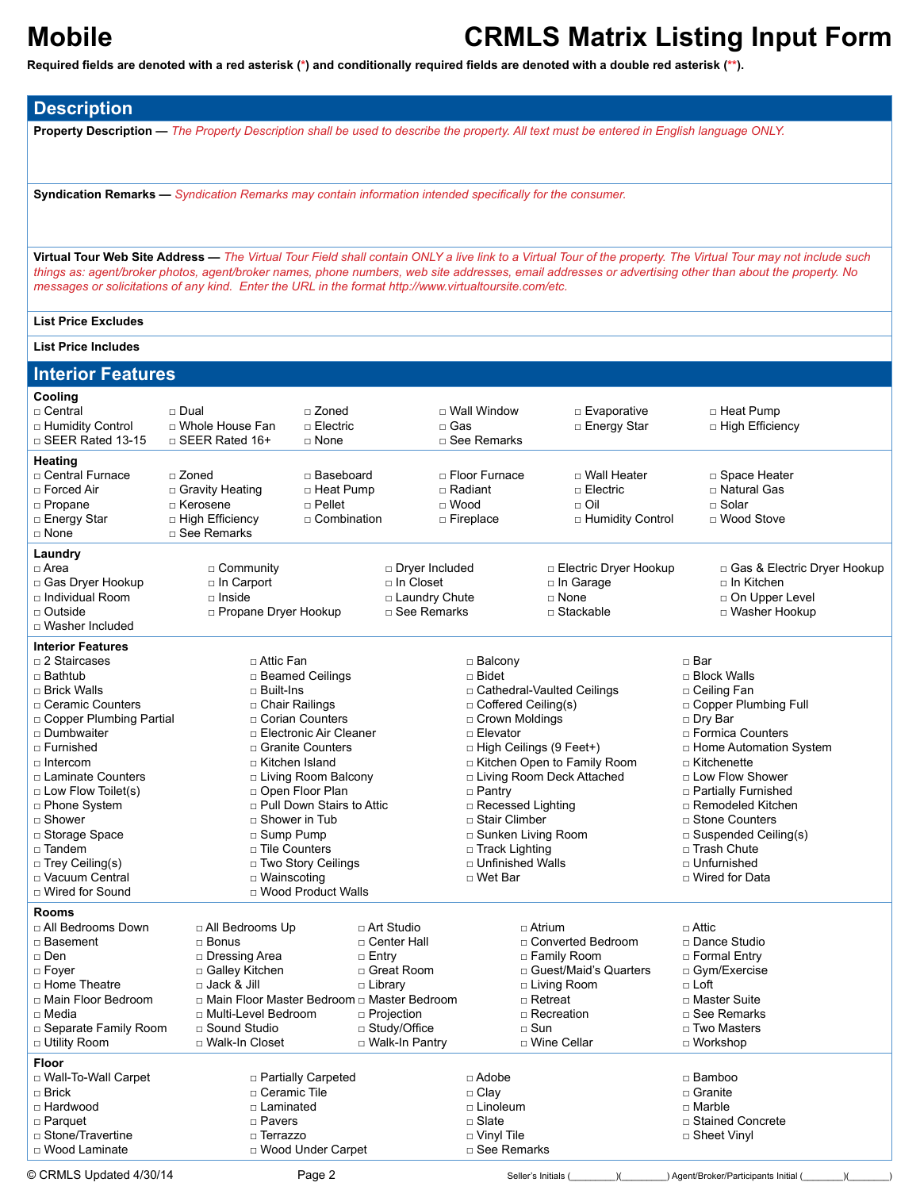# Mobile CRMLS Matrix Listing Input Form

**Required fields are denoted with a red asterisk (*) and conditionally required fields are denoted with a double red asterisk (**).**

## Description

**Property Description —** *The Property Description shall be used to describe the property. All text must be entered in English language ONLY.*

**Syndication Remarks —** *Syndication Remarks may contain information intended specifically for the consumer.*

**Virtual Tour Web Site Address —** *The Virtual Tour Field shall contain ONLY a live link to a Virtual Tour of the property. The Virtual Tour may not include such things as: agent/broker photos, agent/broker names, phone numbers, web site addresses, email addresses or advertising other than about the property. No messages or solicitations of any kind. Enter the URL in the format http://www.virtualtoursite.com/etc.*

**List Price Excludes**

**List Price Includes**

## Interior Features

### Cooling

| | | | | | |
|---|---|---|---|---|---|
| □ Central | □ Dual | □ Zoned | □ Wall Window | □ Evaporative | □ Heat Pump |
| □ Humidity Control | □ Whole House Fan | □ Electric | □ Gas | □ Energy Star | □ High Efficiency |
| □ SEER Rated 13-15 | □ SEER Rated 16+ | □ None | □ See Remarks | | |

### Heating

| | | | | | |
|---|---|---|---|---|---|
| □ Central Furnace | □ Zoned | □ Baseboard | □ Floor Furnace | □ Wall Heater | □ Space Heater |
| □ Forced Air | □ Gravity Heating | □ Heat Pump | □ Radiant | □ Electric | □ Natural Gas |
| □ Propane | □ Kerosene | □ Pellet | □ Wood | □ Oil | □ Solar |
| □ Energy Star | □ High Efficiency | □ Combination | □ Fireplace | □ Humidity Control | □ Wood Stove |
| □ None | □ See Remarks | | | | |

### Laundry

| | | | | |
|---|---|---|---|---|
| □ Area | □ Community | □ Dryer Included | □ Electric Dryer Hookup | □ Gas & Electric Dryer Hookup |
| □ Gas Dryer Hookup | □ In Carport | □ In Closet | □ In Garage | □ In Kitchen |
| □ Individual Room | □ Inside | □ Laundry Chute | □ None | □ On Upper Level |
| □ Outside | □ Propane Dryer Hookup | □ See Remarks | □ Stackable | □ Washer Hookup |
| □ Washer Included | | | | |

### Interior Features

| | | | |
|---|---|---|---|
| □ 2 Staircases | □ Attic Fan | □ Balcony | □ Bar |
| □ Bathtub | □ Beamed Ceilings | □ Bidet | □ Block Walls |
| □ Brick Walls | □ Built-Ins | □ Cathedral-Vaulted Ceilings | □ Ceiling Fan |
| □ Ceramic Counters | □ Chair Railings | □ Coffered Ceiling(s) | □ Copper Plumbing Full |
| □ Copper Plumbing Partial | □ Corian Counters | □ Crown Moldings | □ Dry Bar |
| □ Dumbwaiter | □ Electronic Air Cleaner | □ Elevator | □ Formica Counters |
| □ Furnished | □ Granite Counters | □ High Ceilings (9 Feet+) | □ Home Automation System |
| □ Intercom | □ Kitchen Island | □ Kitchen Open to Family Room | □ Kitchenette |
| □ Laminate Counters | □ Living Room Balcony | □ Living Room Deck Attached | □ Low Flow Shower |
| □ Low Flow Toilet(s) | □ Open Floor Plan | □ Pantry | □ Partially Furnished |
| □ Phone System | □ Pull Down Stairs to Attic | □ Recessed Lighting | □ Remodeled Kitchen |
| □ Shower | □ Shower in Tub | □ Stair Climber | □ Stone Counters |
| □ Storage Space | □ Sump Pump | □ Sunken Living Room | □ Suspended Ceiling(s) |
| □ Tandem | □ Tile Counters | □ Track Lighting | □ Trash Chute |
| □ Trey Ceiling(s) | □ Two Story Ceilings | □ Unfinished Walls | □ Unfurnished |
| □ Vacuum Central | □ Wainscoting | □ Wet Bar | □ Wired for Data |
| □ Wired for Sound | □ Wood Product Walls | | |

### Rooms

| | | | | |
|---|---|---|---|---|
| □ All Bedrooms Down | □ All Bedrooms Up | □ Art Studio | □ Atrium | □ Attic |
| □ Basement | □ Bonus | □ Center Hall | □ Converted Bedroom | □ Dance Studio |
| □ Den | □ Dressing Area | □ Entry | □ Family Room | □ Formal Entry |
| □ Foyer | □ Galley Kitchen | □ Great Room | □ Guest/Maid's Quarters | □ Gym/Exercise |
| □ Home Theatre | □ Jack & Jill | □ Library | □ Living Room | □ Loft |
| □ Main Floor Bedroom | □ Main Floor Master Bedroom | □ Master Bedroom | □ Retreat | □ Master Suite |
| □ Media | □ Multi-Level Bedroom | □ Projection | □ Recreation | □ See Remarks |
| □ Separate Family Room | □ Sound Studio | □ Study/Office | □ Sun | □ Two Masters |
| □ Utility Room | □ Walk-In Closet | □ Walk-In Pantry | □ Wine Cellar | □ Workshop |

### Floor

| | | | |
|---|---|---|---|
| □ Wall-To-Wall Carpet | □ Partially Carpeted | □ Adobe | □ Bamboo |
| □ Brick | □ Ceramic Tile | □ Clay | □ Granite |
| □ Hardwood | □ Laminated | □ Linoleum | □ Marble |
| □ Parquet | □ Pavers | □ Slate | □ Stained Concrete |
| □ Stone/Travertine | □ Terrazzo | □ Vinyl Tile | □ Sheet Vinyl |
| □ Wood Laminate | □ Wood Under Carpet | □ See Remarks | |

Seller's Initials (________)(________) Agent/Broker/Participants Initial (________)(________)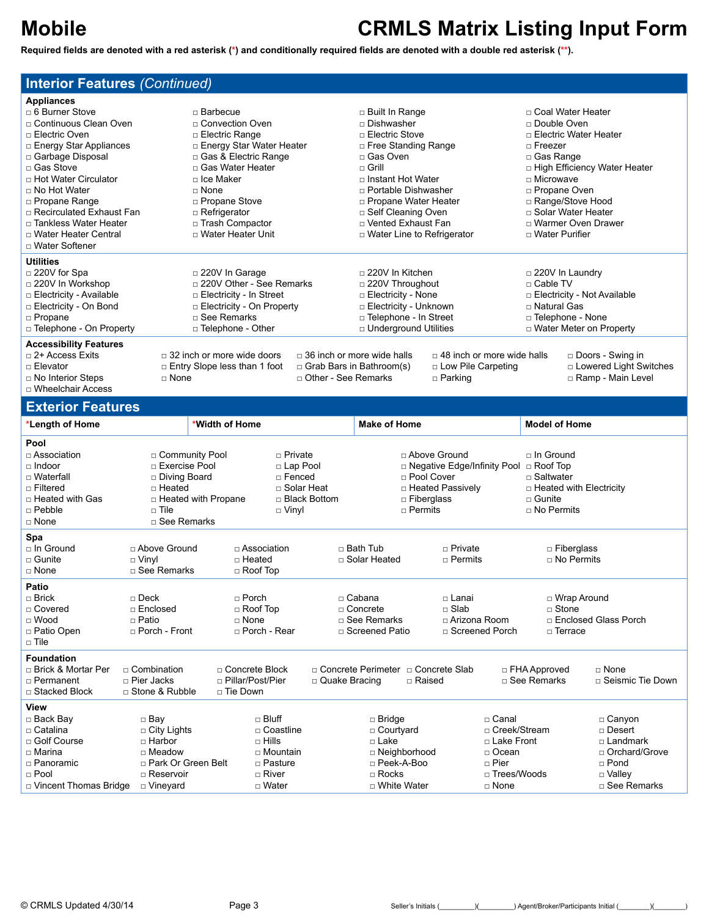# Mobile — CRMLS Matrix Listing Input Form

**Required fields are denoted with a red asterisk (*) and conditionally required fields are denoted with a double red asterisk (**).**

## Interior Features *(Continued)*

### Appliances

- □ 6 Burner Stove
- □ Barbecue
- □ Built In Range
- □ Coal Water Heater
- □ Continuous Clean Oven
- □ Convection Oven
- □ Dishwasher
- □ Double Oven
- □ Electric Oven
- □ Electric Range
- □ Electric Stove
- □ Electric Water Heater
- □ Energy Star Appliances
- □ Energy Star Water Heater
- □ Free Standing Range
- □ Freezer
- □ Garbage Disposal
- □ Gas & Electric Range
- □ Gas Oven
- □ Gas Range
- □ Gas Stove
- □ Gas Water Heater
- □ Grill
- □ High Efficiency Water Heater
- □ Hot Water Circulator
- □ Ice Maker
- □ Instant Hot Water
- □ Microwave
- □ No Hot Water
- □ None
- □ Portable Dishwasher
- □ Propane Oven
- □ Propane Range
- □ Propane Stove
- □ Propane Water Heater
- □ Range/Stove Hood
- □ Recirculated Exhaust Fan
- □ Refrigerator
- □ Self Cleaning Oven
- □ Solar Water Heater
- □ Tankless Water Heater
- □ Trash Compactor
- □ Vented Exhaust Fan
- □ Warmer Oven Drawer
- □ Water Heater Central
- □ Water Heater Unit
- □ Water Line to Refrigerator
- □ Water Purifier
- □ Water Softener

### Utilities

- □ 220V for Spa
- □ 220V In Garage
- □ 220V In Kitchen
- □ 220V In Laundry
- □ 220V In Workshop
- □ 220V Other - See Remarks
- □ 220V Throughout
- □ Cable TV
- □ Electricity - Available
- □ Electricity - In Street
- □ Electricity - None
- □ Electricity - Not Available
- □ Electricity - On Bond
- □ Electricity - On Property
- □ Electricity - Unknown
- □ Natural Gas
- □ Propane
- □ See Remarks
- □ Telephone - In Street
- □ Telephone - None
- □ Telephone - On Property
- □ Telephone - Other
- □ Underground Utilities
- □ Water Meter on Property

### Accessibility Features

- □ 2+ Access Exits
- □ 32 inch or more wide doors
- □ 36 inch or more wide halls
- □ 48 inch or more wide halls
- □ Doors - Swing in
- □ Elevator
- □ Entry Slope less than 1 foot
- □ Grab Bars in Bathroom(s)
- □ Low Pile Carpeting
- □ Lowered Light Switches
- □ No Interior Steps
- □ None
- □ Other - See Remarks
- □ Parking
- □ Ramp - Main Level
- □ Wheelchair Access

## Exterior Features

| *Length of Home | *Width of Home | Make of Home | Model of Home |
|---|---|---|---|
| | | | |

### Pool

- □ Association
- □ Community Pool
- □ Private
- □ Above Ground
- □ In Ground
- □ Indoor
- □ Exercise Pool
- □ Lap Pool
- □ Negative Edge/Infinity Pool
- □ Roof Top
- □ Waterfall
- □ Diving Board
- □ Fenced
- □ Pool Cover
- □ Saltwater
- □ Filtered
- □ Heated
- □ Solar Heat
- □ Heated Passively
- □ Heated with Electricity
- □ Heated with Gas
- □ Heated with Propane
- □ Black Bottom
- □ Fiberglass
- □ Gunite
- □ Pebble
- □ Tile
- □ Vinyl
- □ Permits
- □ No Permits
- □ None
- □ See Remarks

### Spa

- □ In Ground
- □ Above Ground
- □ Association
- □ Bath Tub
- □ Private
- □ Fiberglass
- □ Gunite
- □ Vinyl
- □ Heated
- □ Solar Heated
- □ Permits
- □ No Permits
- □ None
- □ See Remarks
- □ Roof Top

### Patio

- □ Brick
- □ Deck
- □ Porch
- □ Cabana
- □ Lanai
- □ Wrap Around
- □ Covered
- □ Enclosed
- □ Roof Top
- □ Concrete
- □ Slab
- □ Stone
- □ Wood
- □ Patio
- □ None
- □ See Remarks
- □ Arizona Room
- □ Enclosed Glass Porch
- □ Patio Open
- □ Porch - Front
- □ Porch - Rear
- □ Screened Patio
- □ Screened Porch
- □ Terrace
- □ Tile

### Foundation

- □ Brick & Mortar Per
- □ Combination
- □ Concrete Block
- □ Concrete Perimeter
- □ Concrete Slab
- □ FHA Approved
- □ None
- □ Permanent
- □ Pier Jacks
- □ Pillar/Post/Pier
- □ Quake Bracing
- □ Raised
- □ See Remarks
- □ Seismic Tie Down
- □ Stacked Block
- □ Stone & Rubble
- □ Tie Down

### View

- □ Back Bay
- □ Bay
- □ Bluff
- □ Bridge
- □ Canal
- □ Canyon
- □ Catalina
- □ City Lights
- □ Coastline
- □ Courtyard
- □ Creek/Stream
- □ Desert
- □ Golf Course
- □ Harbor
- □ Hills
- □ Lake
- □ Lake Front
- □ Landmark
- □ Marina
- □ Meadow
- □ Mountain
- □ Neighborhood
- □ Ocean
- □ Orchard/Grove
- □ Panoramic
- □ Park Or Green Belt
- □ Pasture
- □ Peek-A-Boo
- □ Pier
- □ Pond
- □ Pool
- □ Reservoir
- □ River
- □ Rocks
- □ Trees/Woods
- □ Valley
- □ Vincent Thomas Bridge
- □ Vineyard
- □ Water
- □ White Water
- □ None
- □ See Remarks

© CRMLS Updated 4/30/14

Seller's Initials (________)(________) Agent/Broker/Participants Initial (________)(________)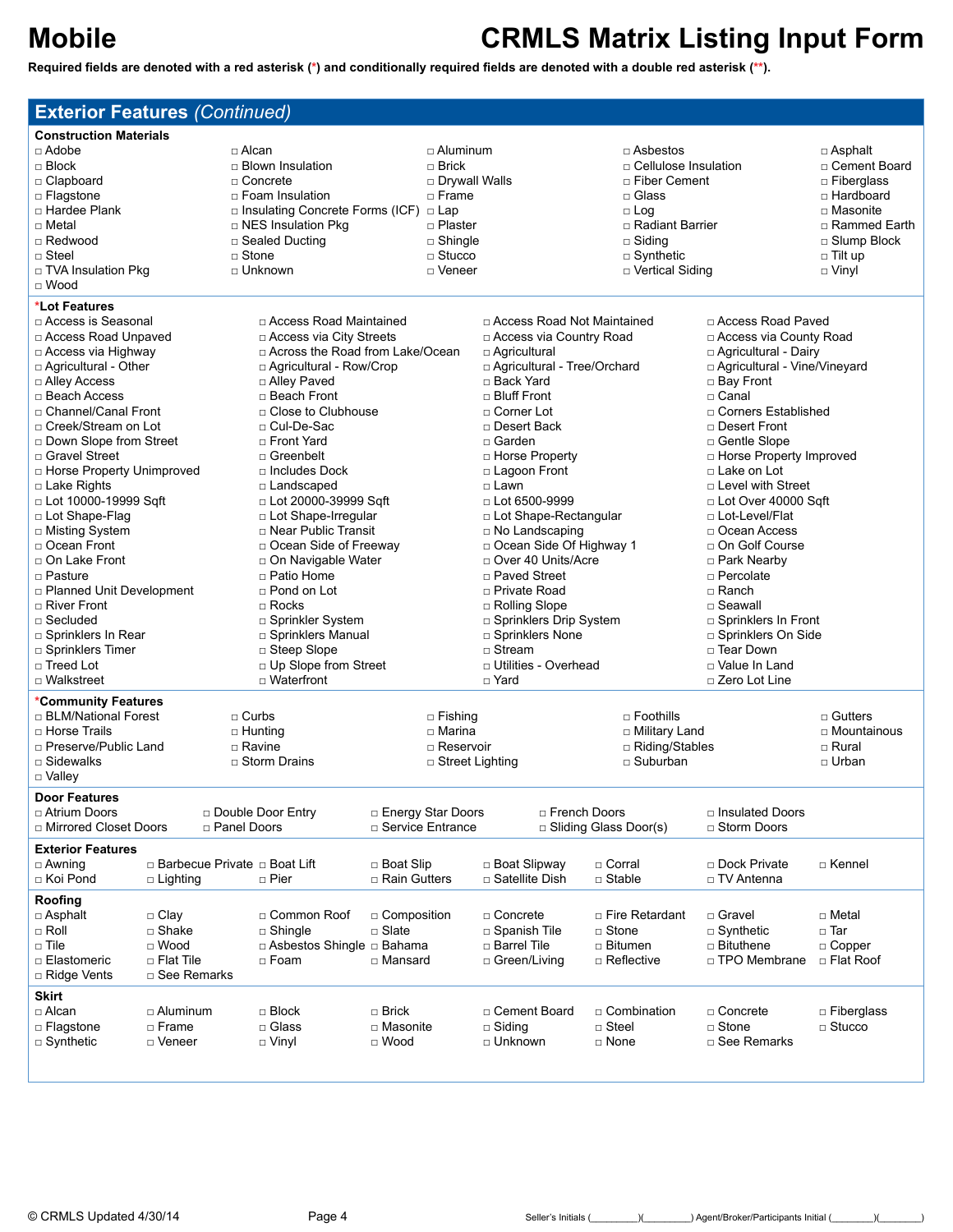# Mobile

# CRMLS Matrix Listing Input Form

**Required fields are denoted with a red asterisk (*) and conditionally required fields are denoted with a double red asterisk (**).**

## Exterior Features *(Continued)*

### Construction Materials

| | | | | |
|---|---|---|---|---|
| □ Adobe | □ Alcan | □ Aluminum | □ Asbestos | □ Asphalt |
| □ Block | □ Blown Insulation | □ Brick | □ Cellulose Insulation | □ Cement Board |
| □ Clapboard | □ Concrete | □ Drywall Walls | □ Fiber Cement | □ Fiberglass |
| □ Flagstone | □ Foam Insulation | □ Frame | □ Glass | □ Hardboard |
| □ Hardee Plank | □ Insulating Concrete Forms (ICF) | □ Lap | □ Log | □ Masonite |
| □ Metal | □ NES Insulation Pkg | □ Plaster | □ Radiant Barrier | □ Rammed Earth |
| □ Redwood | □ Sealed Ducting | □ Shingle | □ Siding | □ Slump Block |
| □ Steel | □ Stone | □ Stucco | □ Synthetic | □ Tilt up |
| □ TVA Insulation Pkg | □ Unknown | □ Veneer | □ Vertical Siding | □ Vinyl |
| □ Wood | | | | |

### *Lot Features

| | | | |
|---|---|---|---|
| □ Access is Seasonal | □ Access Road Maintained | □ Access Road Not Maintained | □ Access Road Paved |
| □ Access Road Unpaved | □ Access via City Streets | □ Access via Country Road | □ Access via County Road |
| □ Access via Highway | □ Across the Road from Lake/Ocean | □ Agricultural | □ Agricultural - Dairy |
| □ Agricultural - Other | □ Agricultural - Row/Crop | □ Agricultural - Tree/Orchard | □ Agricultural - Vine/Vineyard |
| □ Alley Access | □ Alley Paved | □ Back Yard | □ Bay Front |
| □ Beach Access | □ Beach Front | □ Bluff Front | □ Canal |
| □ Channel/Canal Front | □ Close to Clubhouse | □ Corner Lot | □ Corners Established |
| □ Creek/Stream on Lot | □ Cul-De-Sac | □ Desert Back | □ Desert Front |
| □ Down Slope from Street | □ Front Yard | □ Garden | □ Gentle Slope |
| □ Gravel Street | □ Greenbelt | □ Horse Property | □ Horse Property Improved |
| □ Horse Property Unimproved | □ Includes Dock | □ Lagoon Front | □ Lake on Lot |
| □ Lake Rights | □ Landscaped | □ Lawn | □ Level with Street |
| □ Lot 10000-19999 Sqft | □ Lot 20000-39999 Sqft | □ Lot 6500-9999 | □ Lot Over 40000 Sqft |
| □ Lot Shape-Flag | □ Lot Shape-Irregular | □ Lot Shape-Rectangular | □ Lot-Level/Flat |
| □ Misting System | □ Near Public Transit | □ No Landscaping | □ Ocean Access |
| □ Ocean Front | □ Ocean Side of Freeway | □ Ocean Side Of Highway 1 | □ On Golf Course |
| □ On Lake Front | □ On Navigable Water | □ Over 40 Units/Acre | □ Park Nearby |
| □ Pasture | □ Patio Home | □ Paved Street | □ Percolate |
| □ Planned Unit Development | □ Pond on Lot | □ Private Road | □ Ranch |
| □ River Front | □ Rocks | □ Rolling Slope | □ Seawall |
| □ Secluded | □ Sprinkler System | □ Sprinklers Drip System | □ Sprinklers In Front |
| □ Sprinklers In Rear | □ Sprinklers Manual | □ Sprinklers None | □ Sprinklers On Side |
| □ Sprinklers Timer | □ Steep Slope | □ Stream | □ Tear Down |
| □ Treed Lot | □ Up Slope from Street | □ Utilities - Overhead | □ Value In Land |
| □ Walkstreet | □ Waterfront | □ Yard | □ Zero Lot Line |

### *Community Features

| | | | | |
|---|---|---|---|---|
| □ BLM/National Forest | □ Curbs | □ Fishing | □ Foothills | □ Gutters |
| □ Horse Trails | □ Hunting | □ Marina | □ Military Land | □ Mountainous |
| □ Preserve/Public Land | □ Ravine | □ Reservoir | □ Riding/Stables | □ Rural |
| □ Sidewalks | □ Storm Drains | □ Street Lighting | □ Suburban | □ Urban |
| □ Valley | | | | |

### Door Features

| | | | | |
|---|---|---|---|---|
| □ Atrium Doors | □ Double Door Entry | □ Energy Star Doors | □ French Doors | □ Insulated Doors |
| □ Mirrored Closet Doors | □ Panel Doors | □ Service Entrance | □ Sliding Glass Door(s) | □ Storm Doors |

### Exterior Features

| | | | | | | | |
|---|---|---|---|---|---|---|---|
| □ Awning | □ Barbecue Private | □ Boat Lift | □ Boat Slip | □ Boat Slipway | □ Corral | □ Dock Private | □ Kennel |
| □ Koi Pond | □ Lighting | □ Pier | □ Rain Gutters | □ Satellite Dish | □ Stable | □ TV Antenna | |

### Roofing

| | | | | | | | |
|---|---|---|---|---|---|---|---|
| □ Asphalt | □ Clay | □ Common Roof | □ Composition | □ Concrete | □ Fire Retardant | □ Gravel | □ Metal |
| □ Roll | □ Shake | □ Shingle | □ Slate | □ Spanish Tile | □ Stone | □ Synthetic | □ Tar |
| □ Tile | □ Wood | □ Asbestos Shingle | □ Bahama | □ Barrel Tile | □ Bitumen | □ Bituthene | □ Copper |
| □ Elastomeric | □ Flat Tile | □ Foam | □ Mansard | □ Green/Living | □ Reflective | □ TPO Membrane | □ Flat Roof |
| □ Ridge Vents | □ See Remarks | | | | | | |

### Skirt

| | | | | | | | |
|---|---|---|---|---|---|---|---|
| □ Alcan | □ Aluminum | □ Block | □ Brick | □ Cement Board | □ Combination | □ Concrete | □ Fiberglass |
| □ Flagstone | □ Frame | □ Glass | □ Masonite | □ Siding | □ Steel | □ Stone | □ Stucco |
| □ Synthetic | □ Veneer | □ Vinyl | □ Wood | □ Unknown | □ None | □ See Remarks | |

© CRMLS Updated 4/30/14

Seller's Initials (________)(________) Agent/Broker/Participants Initial (________)(________)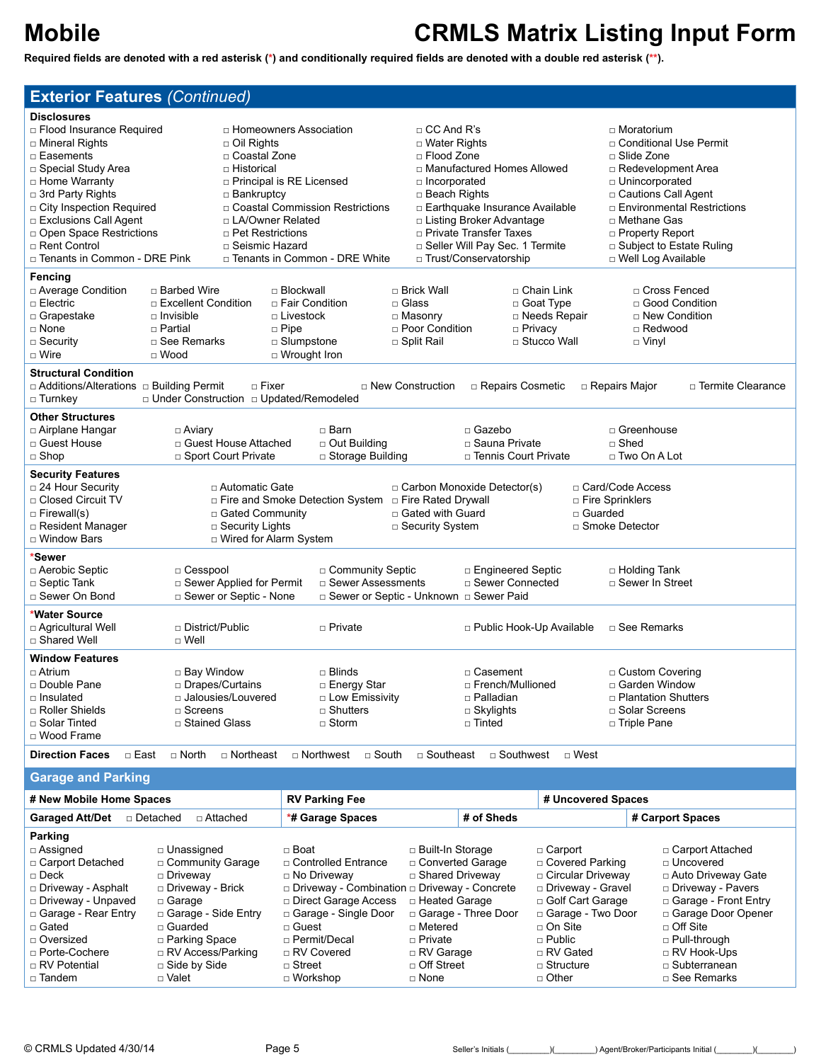# Mobile

# CRMLS Matrix Listing Input Form

**Required fields are denoted with a red asterisk (*) and conditionally required fields are denoted with a double red asterisk (**).**

## Exterior Features *(Continued)*

### Disclosures

| | | | |
|---|---|---|---|
| □ Flood Insurance Required | □ Homeowners Association | □ CC And R's | □ Moratorium |
| □ Mineral Rights | □ Oil Rights | □ Water Rights | □ Conditional Use Permit |
| □ Easements | □ Coastal Zone | □ Flood Zone | □ Slide Zone |
| □ Special Study Area | □ Historical | □ Manufactured Homes Allowed | □ Redevelopment Area |
| □ Home Warranty | □ Principal is RE Licensed | □ Incorporated | □ Unincorporated |
| □ 3rd Party Rights | □ Bankruptcy | □ Beach Rights | □ Cautions Call Agent |
| □ City Inspection Required | □ Coastal Commission Restrictions | □ Earthquake Insurance Available | □ Environmental Restrictions |
| □ Exclusions Call Agent | □ LA/Owner Related | □ Listing Broker Advantage | □ Methane Gas |
| □ Open Space Restrictions | □ Pet Restrictions | □ Private Transfer Taxes | □ Property Report |
| □ Rent Control | □ Seismic Hazard | □ Seller Will Pay Sec. 1 Termite | □ Subject to Estate Ruling |
| □ Tenants in Common - DRE Pink | □ Tenants in Common - DRE White | □ Trust/Conservatorship | □ Well Log Available |

### Fencing

| | | | | | |
|---|---|---|---|---|---|
| □ Average Condition | □ Barbed Wire | □ Blockwall | □ Brick Wall | □ Chain Link | □ Cross Fenced |
| □ Electric | □ Excellent Condition | □ Fair Condition | □ Glass | □ Goat Type | □ Good Condition |
| □ Grapestake | □ Invisible | □ Livestock | □ Masonry | □ Needs Repair | □ New Condition |
| □ None | □ Partial | □ Pipe | □ Poor Condition | □ Privacy | □ Redwood |
| □ Security | □ See Remarks | □ Slumpstone | □ Split Rail | □ Stucco Wall | □ Vinyl |
| □ Wire | □ Wood | □ Wrought Iron | | | |

### Structural Condition

| | | | | | | |
|---|---|---|---|---|---|---|
| □ Additions/Alterations | □ Building Permit | □ Fixer | □ New Construction | □ Repairs Cosmetic | □ Repairs Major | □ Termite Clearance |
| □ Turnkey | □ Under Construction | □ Updated/Remodeled | | | | |

### Other Structures

| | | | | |
|---|---|---|---|---|
| □ Airplane Hangar | □ Aviary | □ Barn | □ Gazebo | □ Greenhouse |
| □ Guest House | □ Guest House Attached | □ Out Building | □ Sauna Private | □ Shed |
| □ Shop | □ Sport Court Private | □ Storage Building | □ Tennis Court Private | □ Two On A Lot |

### Security Features

| | | | |
|---|---|---|---|
| □ 24 Hour Security | □ Automatic Gate | □ Carbon Monoxide Detector(s) | □ Card/Code Access |
| □ Closed Circuit TV | □ Fire and Smoke Detection System | □ Fire Rated Drywall | □ Fire Sprinklers |
| □ Firewall(s) | □ Gated Community | □ Gated with Guard | □ Guarded |
| □ Resident Manager | □ Security Lights | □ Security System | □ Smoke Detector |
| □ Window Bars | □ Wired for Alarm System | | |

### *Sewer

| | | | | |
|---|---|---|---|---|
| □ Aerobic Septic | □ Cesspool | □ Community Septic | □ Engineered Septic | □ Holding Tank |
| □ Septic Tank | □ Sewer Applied for Permit | □ Sewer Assessments | □ Sewer Connected | □ Sewer In Street |
| □ Sewer On Bond | □ Sewer or Septic - None | □ Sewer or Septic - Unknown | □ Sewer Paid | |

### *Water Source

| | | | | |
|---|---|---|---|---|
| □ Agricultural Well | □ District/Public | □ Private | □ Public Hook-Up Available | □ See Remarks |
| □ Shared Well | □ Well | | | |

### Window Features

| | | | | |
|---|---|---|---|---|
| □ Atrium | □ Bay Window | □ Blinds | □ Casement | □ Custom Covering |
| □ Double Pane | □ Drapes/Curtains | □ Energy Star | □ French/Mullioned | □ Garden Window |
| □ Insulated | □ Jalousies/Louvered | □ Low Emissivity | □ Palladian | □ Plantation Shutters |
| □ Roller Shields | □ Screens | □ Shutters | □ Skylights | □ Solar Screens |
| □ Solar Tinted | □ Stained Glass | □ Storm | □ Tinted | □ Triple Pane |
| □ Wood Frame | | | | |

**Direction Faces** □ East □ North □ Northeast □ Northwest □ South □ Southeast □ Southwest □ West

## Garage and Parking

| **# New Mobile Home Spaces** | **RV Parking Fee** | | **# Uncovered Spaces** |
|---|---|---|---|
| **Garaged Att/Det** □ Detached □ Attached | ***# Garage Spaces** | **# of Sheds** | **# Carport Spaces** |

### Parking

| | | | | | |
|---|---|---|---|---|---|
| □ Assigned | □ Unassigned | □ Boat | □ Built-In Storage | □ Carport | □ Carport Attached |
| □ Carport Detached | □ Community Garage | □ Controlled Entrance | □ Converted Garage | □ Covered Parking | □ Uncovered |
| □ Deck | □ Driveway | □ No Driveway | □ Shared Driveway | □ Circular Driveway | □ Auto Driveway Gate |
| □ Driveway - Asphalt | □ Driveway - Brick | □ Driveway - Combination | □ Driveway - Concrete | □ Driveway - Gravel | □ Driveway - Pavers |
| □ Driveway - Unpaved | □ Garage | □ Direct Garage Access | □ Heated Garage | □ Golf Cart Garage | □ Garage - Front Entry |
| □ Garage - Rear Entry | □ Garage - Side Entry | □ Garage - Single Door | □ Garage - Three Door | □ Garage - Two Door | □ Garage Door Opener |
| □ Gated | □ Guarded | □ Guest | □ Metered | □ On Site | □ Off Site |
| □ Oversized | □ Parking Space | □ Permit/Decal | □ Private | □ Public | □ Pull-through |
| □ Porte-Cochere | □ RV Access/Parking | □ RV Covered | □ RV Garage | □ RV Gated | □ RV Hook-Ups |
| □ RV Potential | □ Side by Side | □ Street | □ Off Street | □ Structure | □ Subterranean |
| □ Tandem | □ Valet | □ Workshop | □ None | □ Other | □ See Remarks |

© CRMLS Updated 4/30/14

Seller's Initials (________)(________) Agent/Broker/Participants Initial (________)(________)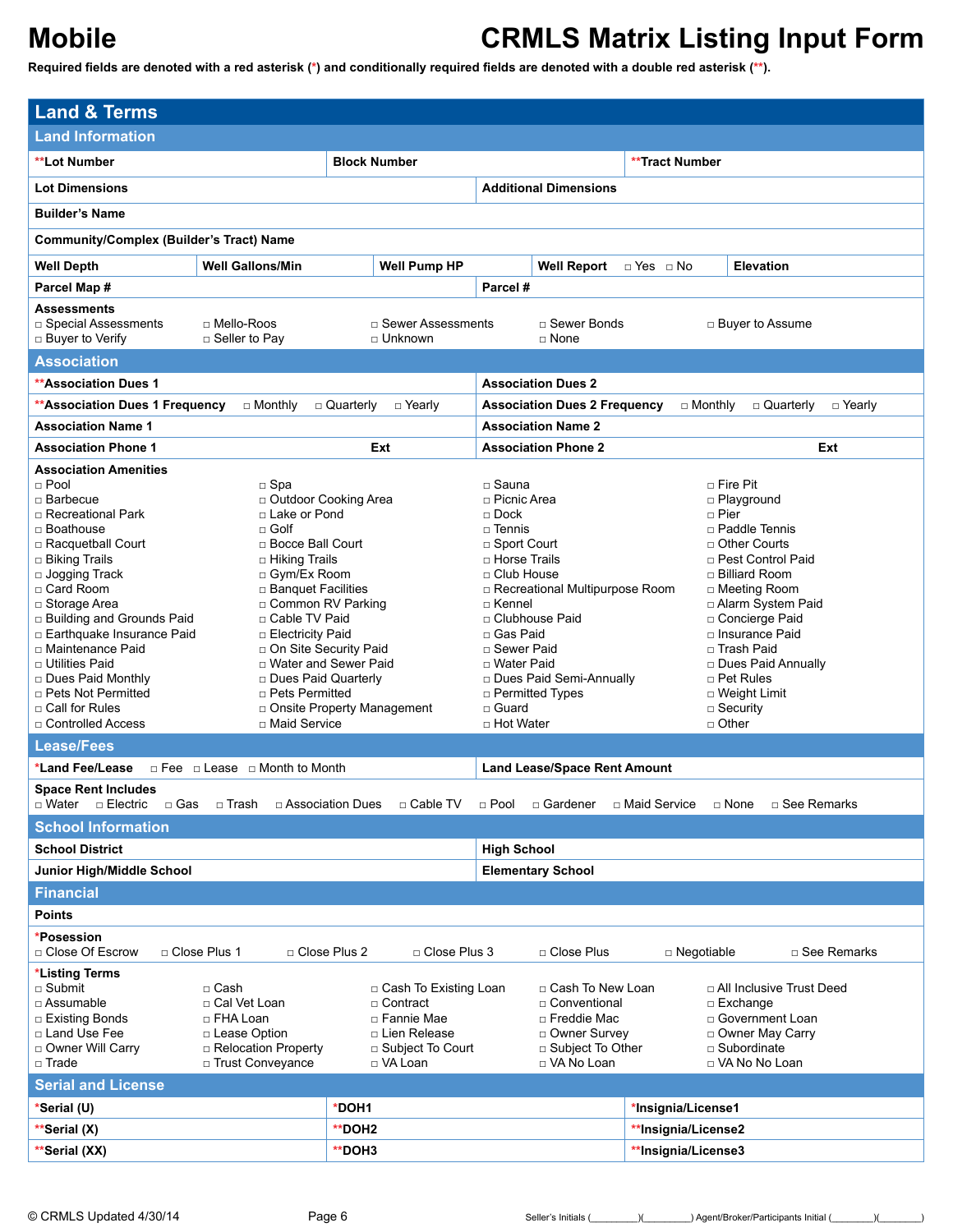# Mobile

# CRMLS Matrix Listing Input Form

**Required fields are denoted with a red asterisk (*) and conditionally required fields are denoted with a double red asterisk (**).**

## Land & Terms

### Land Information

| **Lot Number | Block Number | **Tract Number |
|---|---|---|

| Lot Dimensions | Additional Dimensions |
|---|---|

**Builder's Name**

**Community/Complex (Builder's Tract) Name**

| Well Depth | Well Gallons/Min | Well Pump HP | Well Report □ Yes □ No | Elevation |
|---|---|---|---|---|

| Parcel Map # | Parcel # |
|---|---|

**Assessments**

- □ Special Assessments
- □ Mello-Roos
- □ Sewer Assessments
- □ Sewer Bonds
- □ Buyer to Assume
- □ Buyer to Verify
- □ Seller to Pay
- □ Unknown
- □ None

### Association

| **Association Dues 1 | Association Dues 2 |
|---|---|
| **Association Dues 1 Frequency □ Monthly □ Quarterly □ Yearly | Association Dues 2 Frequency □ Monthly □ Quarterly □ Yearly |
| Association Name 1 | Association Name 2 |
| Association Phone 1 Ext | Association Phone 2 Ext |

**Association Amenities**

| | | | |
|---|---|---|---|
| □ Pool | □ Spa | □ Sauna | □ Fire Pit |
| □ Barbecue | □ Outdoor Cooking Area | □ Picnic Area | □ Playground |
| □ Recreational Park | □ Lake or Pond | □ Dock | □ Pier |
| □ Boathouse | □ Golf | □ Tennis | □ Paddle Tennis |
| □ Racquetball Court | □ Bocce Ball Court | □ Sport Court | □ Other Courts |
| □ Biking Trails | □ Hiking Trails | □ Horse Trails | □ Pest Control Paid |
| □ Jogging Track | □ Gym/Ex Room | □ Club House | □ Billiard Room |
| □ Card Room | □ Banquet Facilities | □ Recreational Multipurpose Room | □ Meeting Room |
| □ Storage Area | □ Common RV Parking | □ Kennel | □ Alarm System Paid |
| □ Building and Grounds Paid | □ Cable TV Paid | □ Clubhouse Paid | □ Concierge Paid |
| □ Earthquake Insurance Paid | □ Electricity Paid | □ Gas Paid | □ Insurance Paid |
| □ Maintenance Paid | □ On Site Security Paid | □ Sewer Paid | □ Trash Paid |
| □ Utilities Paid | □ Water and Sewer Paid | □ Water Paid | □ Dues Paid Annually |
| □ Dues Paid Monthly | □ Dues Paid Quarterly | □ Dues Paid Semi-Annually | □ Pet Rules |
| □ Pets Not Permitted | □ Pets Permitted | □ Permitted Types | □ Weight Limit |
| □ Call for Rules | □ Onsite Property Management | □ Guard | □ Security |
| □ Controlled Access | □ Maid Service | □ Hot Water | □ Other |

### Lease/Fees

| *Land Fee/Lease □ Fee □ Lease □ Month to Month | Land Lease/Space Rent Amount |
|---|---|

**Space Rent Includes**

□ Water □ Electric □ Gas □ Trash □ Association Dues □ Cable TV □ Pool □ Gardener □ Maid Service □ None □ See Remarks

### School Information

| School District | High School |
|---|---|
| Junior High/Middle School | Elementary School |

### Financial

**Points**

***Posession**

□ Close Of Escrow □ Close Plus 1 □ Close Plus 2 □ Close Plus 3 □ Close Plus □ Negotiable □ See Remarks

***Listing Terms**

| | | | | |
|---|---|---|---|---|
| □ Submit | □ Cash | □ Cash To Existing Loan | □ Cash To New Loan | □ All Inclusive Trust Deed |
| □ Assumable | □ Cal Vet Loan | □ Contract | □ Conventional | □ Exchange |
| □ Existing Bonds | □ FHA Loan | □ Fannie Mae | □ Freddie Mac | □ Government Loan |
| □ Land Use Fee | □ Lease Option | □ Lien Release | □ Owner Survey | □ Owner May Carry |
| □ Owner Will Carry | □ Relocation Property | □ Subject To Court | □ Subject To Other | □ Subordinate |
| □ Trade | □ Trust Conveyance | □ VA Loan | □ VA No Loan | □ VA No No Loan |

### Serial and License

| *Serial (U) | *DOH1 | *Insignia/License1 |
|---|---|---|
| **Serial (X) | **DOH2 | **Insignia/License2 |
| **Serial (XX) | **DOH3 | **Insignia/License3 |

© CRMLS Updated 4/30/14

Seller's Initials (________)(________) Agent/Broker/Participants Initial (________)(________)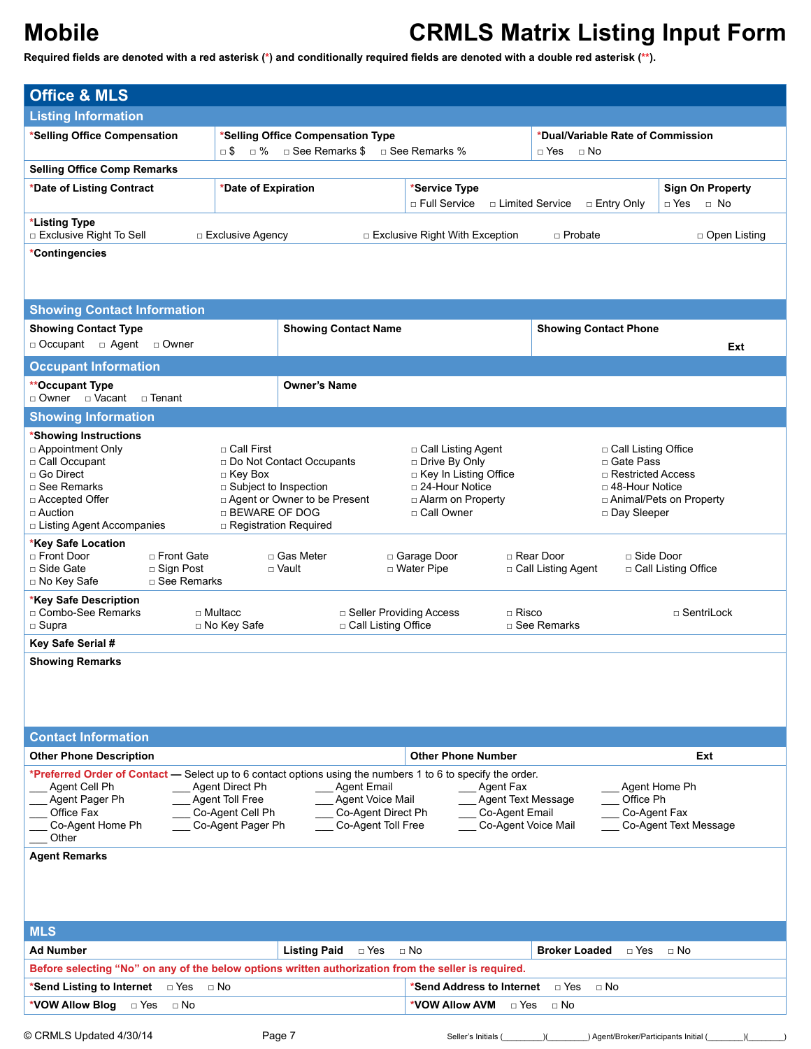# Mobile CRMLS Matrix Listing Input Form

**Required fields are denoted with a red asterisk (*) and conditionally required fields are denoted with a double red asterisk (**).**

## Office & MLS

### Listing Information

| *Selling Office Compensation | *Selling Office Compensation Type | *Dual/Variable Rate of Commission |
|---|---|---|
| | □ $ □ % □ See Remarks $ □ See Remarks % | □ Yes □ No |

**Selling Office Comp Remarks**

| *Date of Listing Contract | *Date of Expiration | *Service Type | Sign On Property |
|---|---|---|---|
| | | □ Full Service □ Limited Service □ Entry Only | □ Yes □ No |

**\*Listing Type**
□ Exclusive Right To Sell □ Exclusive Agency □ Exclusive Right With Exception □ Probate □ Open Listing

**\*Contingencies**

### Showing Contact Information

| Showing Contact Type | Showing Contact Name | Showing Contact Phone |
|---|---|---|
| □ Occupant □ Agent □ Owner | | Ext |

### Occupant Information

| **Occupant Type | Owner's Name |
|---|---|
| □ Owner □ Vacant □ Tenant | |

### Showing Information

**\*Showing Instructions**

- □ Appointment Only
- □ Call First
- □ Call Listing Agent
- □ Call Listing Office
- □ Call Occupant
- □ Do Not Contact Occupants
- □ Drive By Only
- □ Gate Pass
- □ Go Direct
- □ Key Box
- □ Key In Listing Office
- □ Restricted Access
- □ See Remarks
- □ Subject to Inspection
- □ 24-Hour Notice
- □ 48-Hour Notice
- □ Accepted Offer
- □ Agent or Owner to be Present
- □ Alarm on Property
- □ Animal/Pets on Property
- □ Auction
- □ BEWARE OF DOG
- □ Call Owner
- □ Day Sleeper
- □ Listing Agent Accompanies
- □ Registration Required

**\*Key Safe Location**

- □ Front Door
- □ Front Gate
- □ Gas Meter
- □ Garage Door
- □ Rear Door
- □ Side Door
- □ Side Gate
- □ Sign Post
- □ Vault
- □ Water Pipe
- □ Call Listing Agent
- □ Call Listing Office
- □ No Key Safe
- □ See Remarks

**\*Key Safe Description**

- □ Combo-See Remarks
- □ Multacc
- □ Seller Providing Access
- □ Risco
- □ SentriLock
- □ Supra
- □ No Key Safe
- □ Call Listing Office
- □ See Remarks

**Key Safe Serial #**

**Showing Remarks**

### Contact Information

| Other Phone Description | Other Phone Number | Ext |
|---|---|---|
| | | |

**\*Preferred Order of Contact** — Select up to 6 contact options using the numbers 1 to 6 to specify the order.

- ___ Agent Cell Ph
- ___ Agent Direct Ph
- ___ Agent Email
- ___ Agent Fax
- ___ Agent Home Ph
- ___ Agent Pager Ph
- ___ Agent Toll Free
- ___ Agent Voice Mail
- ___ Agent Text Message
- ___ Office Ph
- ___ Office Fax
- ___ Co-Agent Cell Ph
- ___ Co-Agent Direct Ph
- ___ Co-Agent Email
- ___ Co-Agent Fax
- ___ Co-Agent Home Ph
- ___ Co-Agent Pager Ph
- ___ Co-Agent Toll Free
- ___ Co-Agent Voice Mail
- ___ Co-Agent Text Message
- ___ Other

**Agent Remarks**

### MLS

| Ad Number | Listing Paid □ Yes □ No | Broker Loaded □ Yes □ No |
|---|---|---|

**Before selecting "No" on any of the below options written authorization from the seller is required.**

| *Send Listing to Internet □ Yes □ No | *Send Address to Internet □ Yes □ No |
|---|---|
| *VOW Allow Blog □ Yes □ No | *VOW Allow AVM □ Yes □ No |

© CRMLS Updated 4/30/14

Seller's Initials (________)(________) Agent/Broker/Participants Initial (________)(________)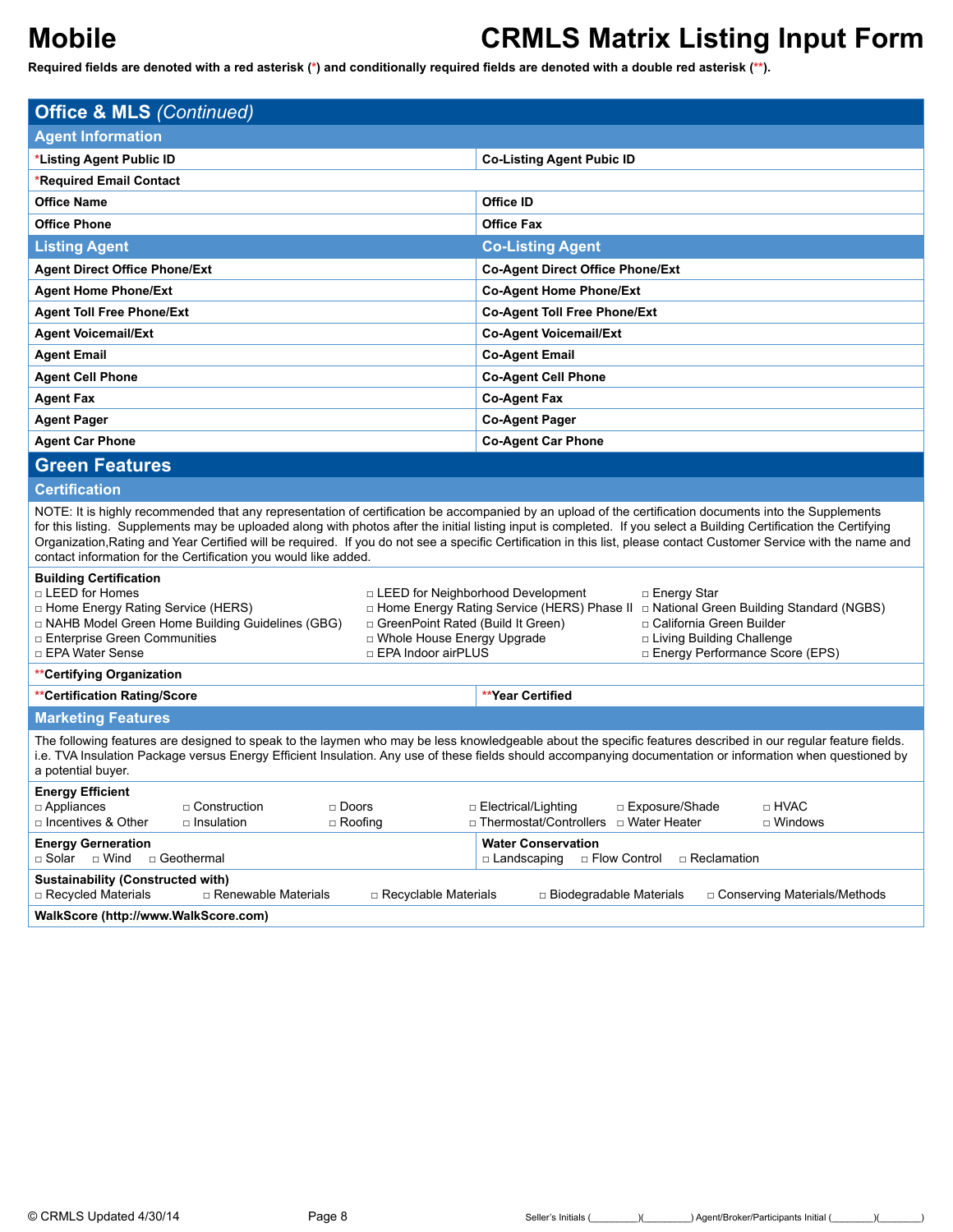# Mobile CRMLS Matrix Listing Input Form

**Required fields are denoted with a red asterisk (*) and conditionally required fields are denoted with a double red asterisk (**).**

## Office & MLS *(Continued)*

### Agent Information

| | |
|---|---|
| ***Listing Agent Public ID** | **Co-Listing Agent Pubic ID** |
| ***Required Email Contact** | |
| **Office Name** | **Office ID** |
| **Office Phone** | **Office Fax** |

| Listing Agent | Co-Listing Agent |
|---|---|
| **Agent Direct Office Phone/Ext** | **Co-Agent Direct Office Phone/Ext** |
| **Agent Home Phone/Ext** | **Co-Agent Home Phone/Ext** |
| **Agent Toll Free Phone/Ext** | **Co-Agent Toll Free Phone/Ext** |
| **Agent Voicemail/Ext** | **Co-Agent Voicemail/Ext** |
| **Agent Email** | **Co-Agent Email** |
| **Agent Cell Phone** | **Co-Agent Cell Phone** |
| **Agent Fax** | **Co-Agent Fax** |
| **Agent Pager** | **Co-Agent Pager** |
| **Agent Car Phone** | **Co-Agent Car Phone** |

## Green Features

### Certification

NOTE: It is highly recommended that any representation of certification be accompanied by an upload of the certification documents into the Supplements for this listing. Supplements may be uploaded along with photos after the initial listing input is completed. If you select a Building Certification the Certifying Organization,Rating and Year Certified will be required. If you do not see a specific Certification in this list, please contact Customer Service with the name and contact information for the Certification you would like added.

**Building Certification**

- □ LEED for Homes
- □ LEED for Neighborhood Development
- □ Energy Star
- □ Home Energy Rating Service (HERS)
- □ Home Energy Rating Service (HERS) Phase II
- □ National Green Building Standard (NGBS)
- □ NAHB Model Green Home Building Guidelines (GBG)
- □ GreenPoint Rated (Build It Green)
- □ California Green Builder
- □ Enterprise Green Communities
- □ Whole House Energy Upgrade
- □ Living Building Challenge
- □ EPA Water Sense
- □ EPA Indoor airPLUS
- □ Energy Performance Score (EPS)

| | |
|---|---|
| ****Certifying Organization** | |
| ****Certification Rating/Score** | ****Year Certified** |

### Marketing Features

The following features are designed to speak to the laymen who may be less knowledgeable about the specific features described in our regular feature fields. i.e. TVA Insulation Package versus Energy Efficient Insulation. Any use of these fields should accompanying documentation or information when questioned by a potential buyer.

**Energy Efficient**

- □ Appliances
- □ Construction
- □ Doors
- □ Electrical/Lighting
- □ Exposure/Shade
- □ HVAC
- □ Incentives & Other
- □ Insulation
- □ Roofing
- □ Thermostat/Controllers
- □ Water Heater
- □ Windows

**Energy Gerneration**

- □ Solar
- □ Wind
- □ Geothermal

**Water Conservation**

- □ Landscaping
- □ Flow Control
- □ Reclamation

**Sustainability (Constructed with)**

- □ Recycled Materials
- □ Renewable Materials
- □ Recyclable Materials
- □ Biodegradable Materials
- □ Conserving Materials/Methods

**WalkScore (http://www.WalkScore.com)**

© CRMLS Updated 4/30/14

Seller's Initials (_________)(_________) Agent/Broker/Participants Initial (________)(________)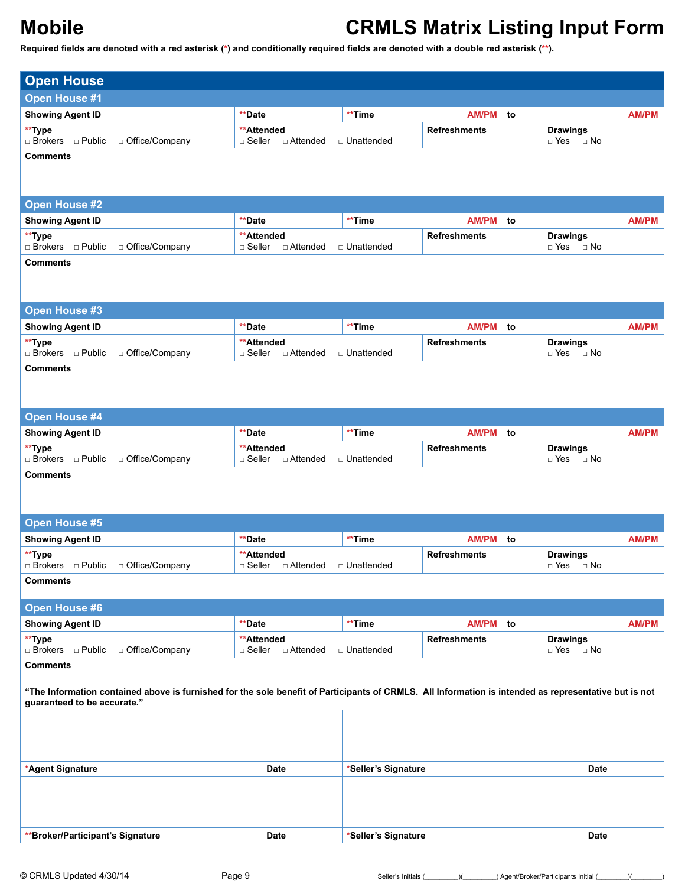# Mobile

# CRMLS Matrix Listing Input Form

Required fields are denoted with a red asterisk (*) and conditionally required fields are denoted with a double red asterisk (**).

## Open House

### Open House #1

| Showing Agent ID | **Date | **Time AM/PM to AM/PM | |
|---|---|---|---|
| **Type<br>□ Brokers □ Public □ Office/Company | **Attended<br>□ Seller □ Attended □ Unattended | Refreshments | Drawings<br>□ Yes □ No |
| Comments | | | |

### Open House #2

| Showing Agent ID | **Date | **Time AM/PM to AM/PM | |
|---|---|---|---|
| **Type<br>□ Brokers □ Public □ Office/Company | **Attended<br>□ Seller □ Attended □ Unattended | Refreshments | Drawings<br>□ Yes □ No |
| Comments | | | |

### Open House #3

| Showing Agent ID | **Date | **Time AM/PM to AM/PM | |
|---|---|---|---|
| **Type<br>□ Brokers □ Public □ Office/Company | **Attended<br>□ Seller □ Attended □ Unattended | Refreshments | Drawings<br>□ Yes □ No |
| Comments | | | |

### Open House #4

| Showing Agent ID | **Date | **Time AM/PM to AM/PM | |
|---|---|---|---|
| **Type<br>□ Brokers □ Public □ Office/Company | **Attended<br>□ Seller □ Attended □ Unattended | Refreshments | Drawings<br>□ Yes □ No |
| Comments | | | |

### Open House #5

| Showing Agent ID | **Date | **Time AM/PM to AM/PM | |
|---|---|---|---|
| **Type<br>□ Brokers □ Public □ Office/Company | **Attended<br>□ Seller □ Attended □ Unattended | Refreshments | Drawings<br>□ Yes □ No |
| Comments | | | |

### Open House #6

| Showing Agent ID | **Date | **Time AM/PM to AM/PM | |
|---|---|---|---|
| **Type<br>□ Brokers □ Public □ Office/Company | **Attended<br>□ Seller □ Attended □ Unattended | Refreshments | Drawings<br>□ Yes □ No |
| Comments | | | |

**"The Information contained above is furnished for the sole benefit of Participants of CRMLS. All Information is intended as representative but is not guaranteed to be accurate."**

| | |
|---|---|
| *Agent Signature Date | *Seller's Signature Date |
| **Broker/Participant's Signature Date | *Seller's Signature Date |

© CRMLS Updated 4/30/14

Seller's Initials (________)(________) Agent/Broker/Participants Initial (________)(________)